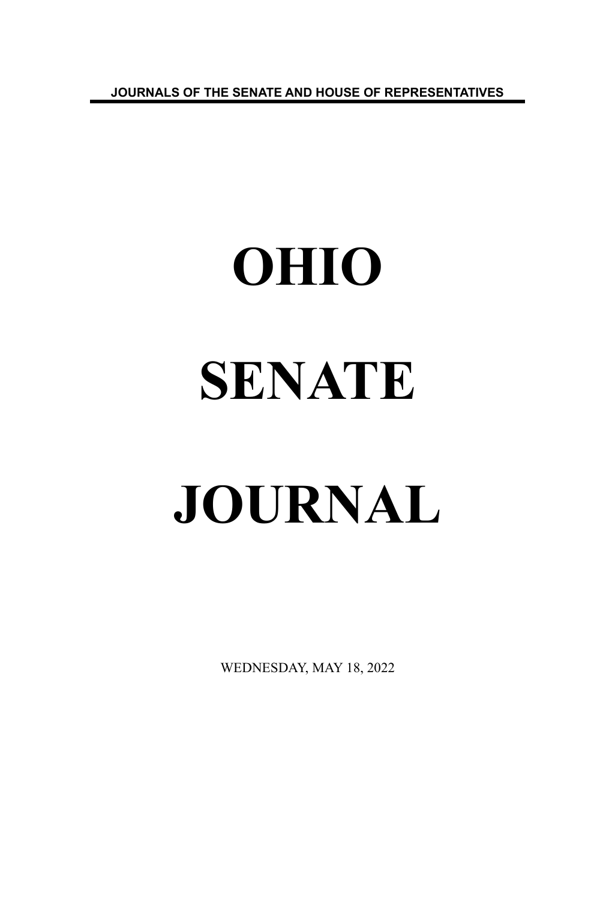**JOURNALS OF THE SENATE AND HOUSE OF REPRESENTATIVES**

# OHIO

# SENATE

# JOURNAL

WEDNESDAY, MAY 18, 2022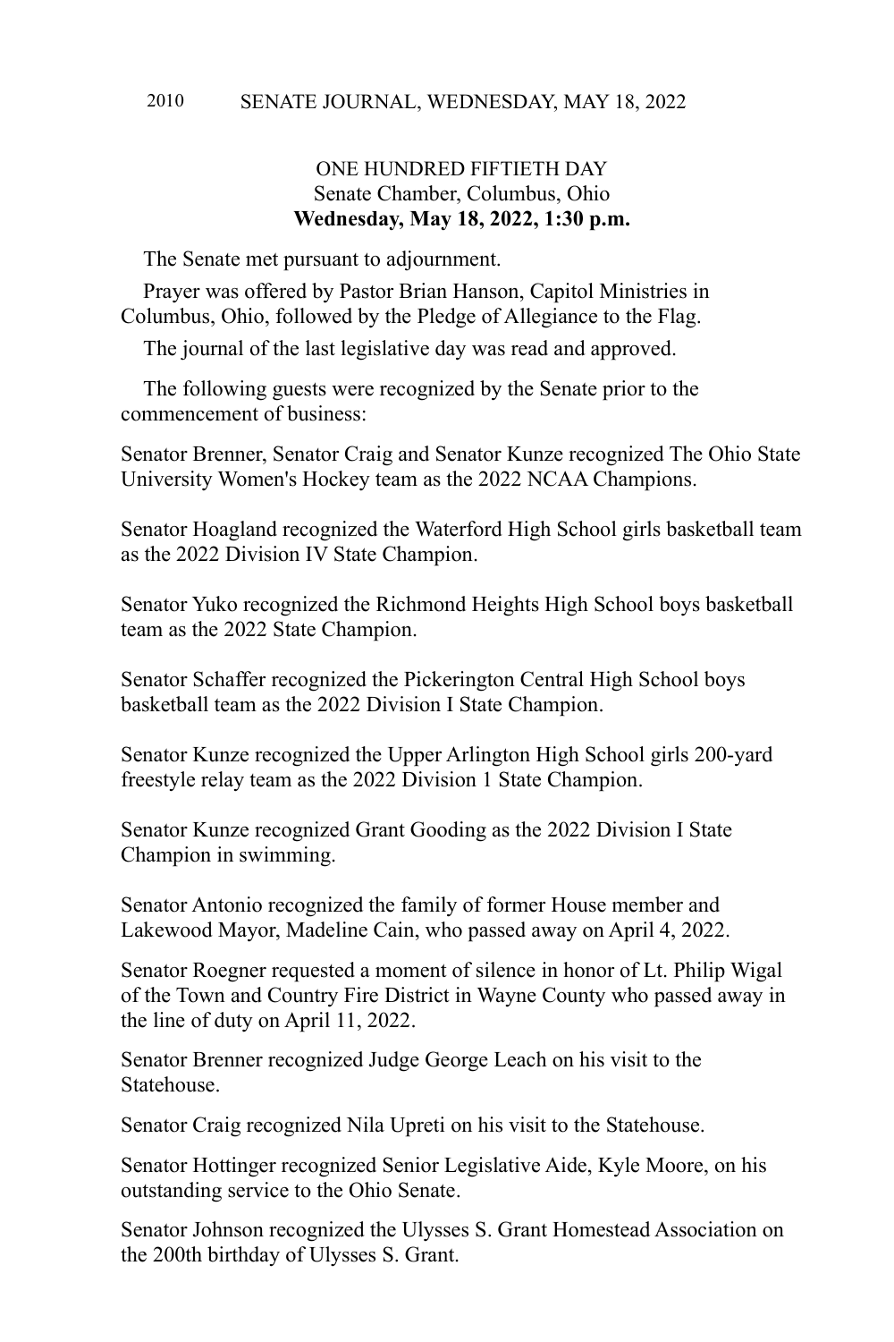ONE HUNDRED FIFTIETH DAY
Senate Chamber, Columbus, Ohio
**Wednesday, May 18, 2022, 1:30 p.m.**

The Senate met pursuant to adjournment.

Prayer was offered by Pastor Brian Hanson, Capitol Ministries in Columbus, Ohio, followed by the Pledge of Allegiance to the Flag.

The journal of the last legislative day was read and approved.

The following guests were recognized by the Senate prior to the commencement of business:

Senator Brenner, Senator Craig and Senator Kunze recognized The Ohio State University Women's Hockey team as the 2022 NCAA Champions.

Senator Hoagland recognized the Waterford High School girls basketball team as the 2022 Division IV State Champion.

Senator Yuko recognized the Richmond Heights High School boys basketball team as the 2022 State Champion.

Senator Schaffer recognized the Pickerington Central High School boys basketball team as the 2022 Division I State Champion.

Senator Kunze recognized the Upper Arlington High School girls 200-yard freestyle relay team as the 2022 Division 1 State Champion.

Senator Kunze recognized Grant Gooding as the 2022 Division I State Champion in swimming.

Senator Antonio recognized the family of former House member and Lakewood Mayor, Madeline Cain, who passed away on April 4, 2022.

Senator Roegner requested a moment of silence in honor of Lt. Philip Wigal of the Town and Country Fire District in Wayne County who passed away in the line of duty on April 11, 2022.

Senator Brenner recognized Judge George Leach on his visit to the Statehouse.

Senator Craig recognized Nila Upreti on his visit to the Statehouse.

Senator Hottinger recognized Senior Legislative Aide, Kyle Moore, on his outstanding service to the Ohio Senate.

Senator Johnson recognized the Ulysses S. Grant Homestead Association on the 200th birthday of Ulysses S. Grant.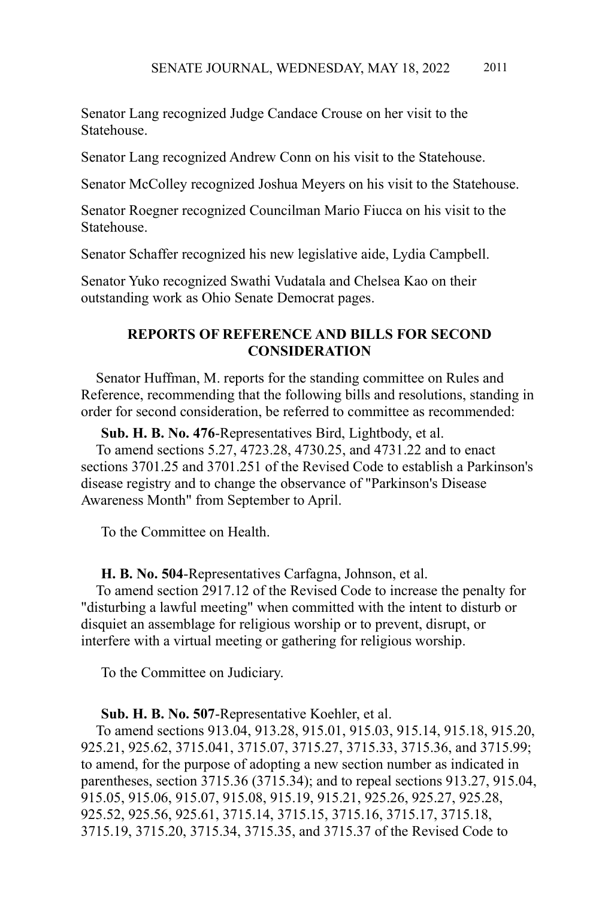Senator Lang recognized Judge Candace Crouse on her visit to the Statehouse.

Senator Lang recognized Andrew Conn on his visit to the Statehouse.

Senator McColley recognized Joshua Meyers on his visit to the Statehouse.

Senator Roegner recognized Councilman Mario Fiucca on his visit to the Statehouse.

Senator Schaffer recognized his new legislative aide, Lydia Campbell.

Senator Yuko recognized Swathi Vudatala and Chelsea Kao on their outstanding work as Ohio Senate Democrat pages.

## REPORTS OF REFERENCE AND BILLS FOR SECOND CONSIDERATION

Senator Huffman, M. reports for the standing committee on Rules and Reference, recommending that the following bills and resolutions, standing in order for second consideration, be referred to committee as recommended:

**Sub. H. B. No. 476**-Representatives Bird, Lightbody, et al.
To amend sections 5.27, 4723.28, 4730.25, and 4731.22 and to enact sections 3701.25 and 3701.251 of the Revised Code to establish a Parkinson's disease registry and to change the observance of "Parkinson's Disease Awareness Month" from September to April.

To the Committee on Health.

**H. B. No. 504**-Representatives Carfagna, Johnson, et al.
To amend section 2917.12 of the Revised Code to increase the penalty for "disturbing a lawful meeting" when committed with the intent to disturb or disquiet an assemblage for religious worship or to prevent, disrupt, or interfere with a virtual meeting or gathering for religious worship.

To the Committee on Judiciary.

**Sub. H. B. No. 507**-Representative Koehler, et al.
To amend sections 913.04, 913.28, 915.01, 915.03, 915.14, 915.18, 915.20, 925.21, 925.62, 3715.041, 3715.07, 3715.27, 3715.33, 3715.36, and 3715.99; to amend, for the purpose of adopting a new section number as indicated in parentheses, section 3715.36 (3715.34); and to repeal sections 913.27, 915.04, 915.05, 915.06, 915.07, 915.08, 915.19, 915.21, 925.26, 925.27, 925.28, 925.52, 925.56, 925.61, 3715.14, 3715.15, 3715.16, 3715.17, 3715.18, 3715.19, 3715.20, 3715.34, 3715.35, and 3715.37 of the Revised Code to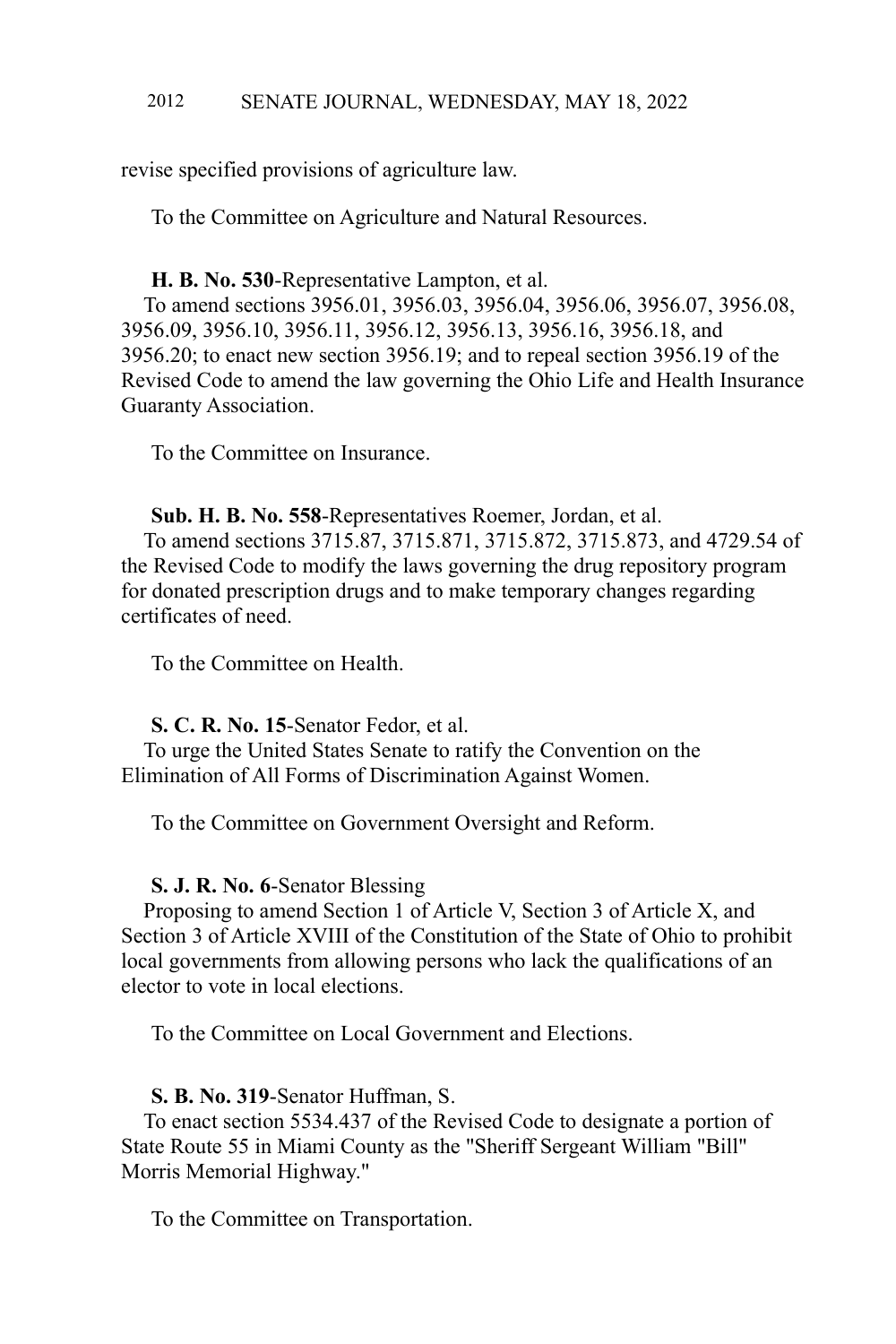revise specified provisions of agriculture law.

To the Committee on Agriculture and Natural Resources.

**H. B. No. 530**-Representative Lampton, et al.
To amend sections 3956.01, 3956.03, 3956.04, 3956.06, 3956.07, 3956.08, 3956.09, 3956.10, 3956.11, 3956.12, 3956.13, 3956.16, 3956.18, and 3956.20; to enact new section 3956.19; and to repeal section 3956.19 of the Revised Code to amend the law governing the Ohio Life and Health Insurance Guaranty Association.

To the Committee on Insurance.

**Sub. H. B. No. 558**-Representatives Roemer, Jordan, et al.
To amend sections 3715.87, 3715.871, 3715.872, 3715.873, and 4729.54 of the Revised Code to modify the laws governing the drug repository program for donated prescription drugs and to make temporary changes regarding certificates of need.

To the Committee on Health.

**S. C. R. No. 15**-Senator Fedor, et al.
To urge the United States Senate to ratify the Convention on the Elimination of All Forms of Discrimination Against Women.

To the Committee on Government Oversight and Reform.

**S. J. R. No. 6**-Senator Blessing
Proposing to amend Section 1 of Article V, Section 3 of Article X, and Section 3 of Article XVIII of the Constitution of the State of Ohio to prohibit local governments from allowing persons who lack the qualifications of an elector to vote in local elections.

To the Committee on Local Government and Elections.

**S. B. No. 319**-Senator Huffman, S.
To enact section 5534.437 of the Revised Code to designate a portion of State Route 55 in Miami County as the "Sheriff Sergeant William "Bill" Morris Memorial Highway."

To the Committee on Transportation.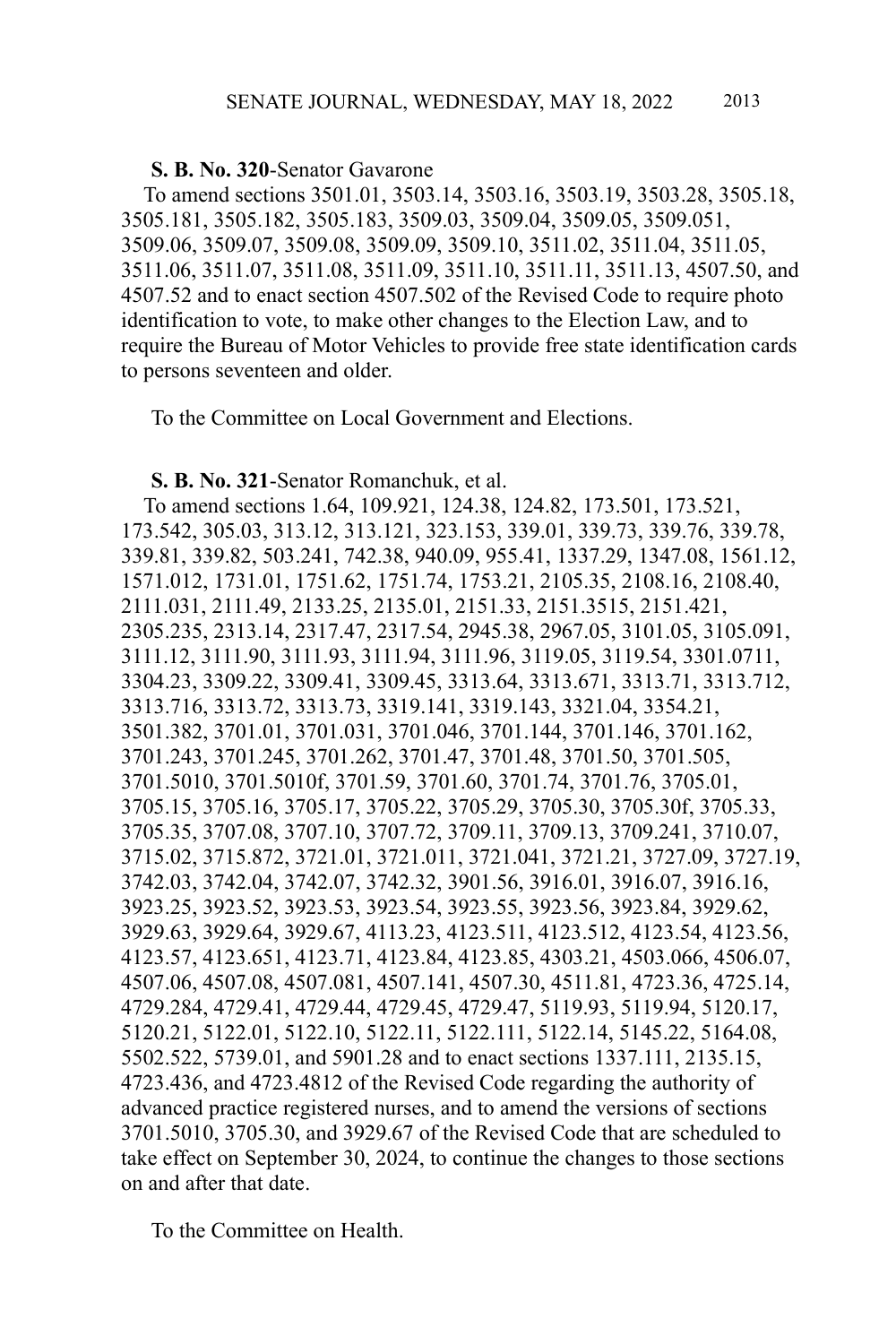**S. B. No. 320**-Senator Gavarone

To amend sections 3501.01, 3503.14, 3503.16, 3503.19, 3503.28, 3505.18, 3505.181, 3505.182, 3505.183, 3509.03, 3509.04, 3509.05, 3509.051, 3509.06, 3509.07, 3509.08, 3509.09, 3509.10, 3511.02, 3511.04, 3511.05, 3511.06, 3511.07, 3511.08, 3511.09, 3511.10, 3511.11, 3511.13, 4507.50, and 4507.52 and to enact section 4507.502 of the Revised Code to require photo identification to vote, to make other changes to the Election Law, and to require the Bureau of Motor Vehicles to provide free state identification cards to persons seventeen and older.

To the Committee on Local Government and Elections.

**S. B. No. 321**-Senator Romanchuk, et al.

To amend sections 1.64, 109.921, 124.38, 124.82, 173.501, 173.521, 173.542, 305.03, 313.12, 313.121, 323.153, 339.01, 339.73, 339.76, 339.78, 339.81, 339.82, 503.241, 742.38, 940.09, 955.41, 1337.29, 1347.08, 1561.12, 1571.012, 1731.01, 1751.62, 1751.74, 1753.21, 2105.35, 2108.16, 2108.40, 2111.031, 2111.49, 2133.25, 2135.01, 2151.33, 2151.3515, 2151.421, 2305.235, 2313.14, 2317.47, 2317.54, 2945.38, 2967.05, 3101.05, 3105.091, 3111.12, 3111.90, 3111.93, 3111.94, 3111.96, 3119.05, 3119.54, 3301.0711, 3304.23, 3309.22, 3309.41, 3309.45, 3313.64, 3313.671, 3313.71, 3313.712, 3313.716, 3313.72, 3313.73, 3319.141, 3319.143, 3321.04, 3354.21, 3501.382, 3701.01, 3701.031, 3701.046, 3701.144, 3701.146, 3701.162, 3701.243, 3701.245, 3701.262, 3701.47, 3701.48, 3701.50, 3701.505, 3701.5010, 3701.5010f, 3701.59, 3701.60, 3701.74, 3701.76, 3705.01, 3705.15, 3705.16, 3705.17, 3705.22, 3705.29, 3705.30, 3705.30f, 3705.33, 3705.35, 3707.08, 3707.10, 3707.72, 3709.11, 3709.13, 3709.241, 3710.07, 3715.02, 3715.872, 3721.01, 3721.011, 3721.041, 3721.21, 3727.09, 3727.19, 3742.03, 3742.04, 3742.07, 3742.32, 3901.56, 3916.01, 3916.07, 3916.16, 3923.25, 3923.52, 3923.53, 3923.54, 3923.55, 3923.56, 3923.84, 3929.62, 3929.63, 3929.64, 3929.67, 4113.23, 4123.511, 4123.512, 4123.54, 4123.56, 4123.57, 4123.651, 4123.71, 4123.84, 4123.85, 4303.21, 4503.066, 4506.07, 4507.06, 4507.08, 4507.081, 4507.141, 4507.30, 4511.81, 4723.36, 4725.14, 4729.284, 4729.41, 4729.44, 4729.45, 4729.47, 5119.93, 5119.94, 5120.17, 5120.21, 5122.01, 5122.10, 5122.11, 5122.111, 5122.14, 5145.22, 5164.08, 5502.522, 5739.01, and 5901.28 and to enact sections 1337.111, 2135.15, 4723.436, and 4723.4812 of the Revised Code regarding the authority of advanced practice registered nurses, and to amend the versions of sections 3701.5010, 3705.30, and 3929.67 of the Revised Code that are scheduled to take effect on September 30, 2024, to continue the changes to those sections on and after that date.

To the Committee on Health.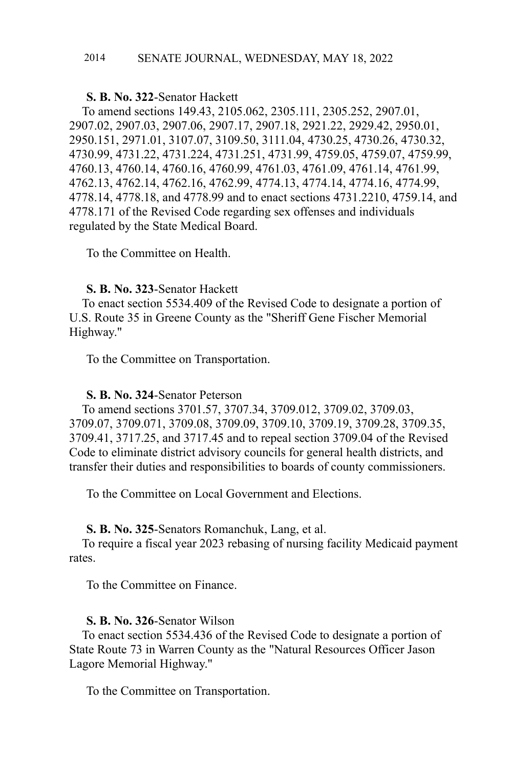**S. B. No. 322**-Senator Hackett

To amend sections 149.43, 2105.062, 2305.111, 2305.252, 2907.01, 2907.02, 2907.03, 2907.06, 2907.17, 2907.18, 2921.22, 2929.42, 2950.01, 2950.151, 2971.01, 3107.07, 3109.50, 3111.04, 4730.25, 4730.26, 4730.32, 4730.99, 4731.22, 4731.224, 4731.251, 4731.99, 4759.05, 4759.07, 4759.99, 4760.13, 4760.14, 4760.16, 4760.99, 4761.03, 4761.09, 4761.14, 4761.99, 4762.13, 4762.14, 4762.16, 4762.99, 4774.13, 4774.14, 4774.16, 4774.99, 4778.14, 4778.18, and 4778.99 and to enact sections 4731.2210, 4759.14, and 4778.171 of the Revised Code regarding sex offenses and individuals regulated by the State Medical Board.

To the Committee on Health.

**S. B. No. 323**-Senator Hackett

To enact section 5534.409 of the Revised Code to designate a portion of U.S. Route 35 in Greene County as the "Sheriff Gene Fischer Memorial Highway."

To the Committee on Transportation.

**S. B. No. 324**-Senator Peterson

To amend sections 3701.57, 3707.34, 3709.012, 3709.02, 3709.03, 3709.07, 3709.071, 3709.08, 3709.09, 3709.10, 3709.19, 3709.28, 3709.35, 3709.41, 3717.25, and 3717.45 and to repeal section 3709.04 of the Revised Code to eliminate district advisory councils for general health districts, and transfer their duties and responsibilities to boards of county commissioners.

To the Committee on Local Government and Elections.

**S. B. No. 325**-Senators Romanchuk, Lang, et al.

To require a fiscal year 2023 rebasing of nursing facility Medicaid payment rates.

To the Committee on Finance.

**S. B. No. 326**-Senator Wilson

To enact section 5534.436 of the Revised Code to designate a portion of State Route 73 in Warren County as the "Natural Resources Officer Jason Lagore Memorial Highway."

To the Committee on Transportation.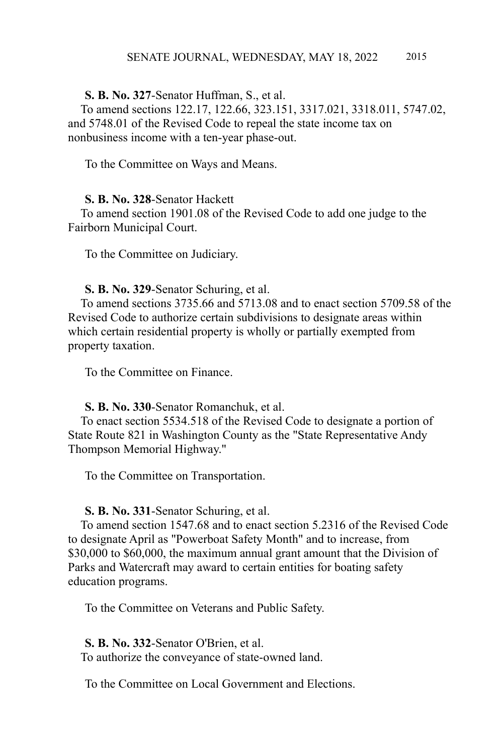**S. B. No. 327**-Senator Huffman, S., et al.
To amend sections 122.17, 122.66, 323.151, 3317.021, 3318.011, 5747.02, and 5748.01 of the Revised Code to repeal the state income tax on nonbusiness income with a ten-year phase-out.

To the Committee on Ways and Means.

**S. B. No. 328**-Senator Hackett
To amend section 1901.08 of the Revised Code to add one judge to the Fairborn Municipal Court.

To the Committee on Judiciary.

**S. B. No. 329**-Senator Schuring, et al.
To amend sections 3735.66 and 5713.08 and to enact section 5709.58 of the Revised Code to authorize certain subdivisions to designate areas within which certain residential property is wholly or partially exempted from property taxation.

To the Committee on Finance.

**S. B. No. 330**-Senator Romanchuk, et al.
To enact section 5534.518 of the Revised Code to designate a portion of State Route 821 in Washington County as the "State Representative Andy Thompson Memorial Highway."

To the Committee on Transportation.

**S. B. No. 331**-Senator Schuring, et al.
To amend section 1547.68 and to enact section 5.2316 of the Revised Code to designate April as "Powerboat Safety Month" and to increase, from $30,000 to $60,000, the maximum annual grant amount that the Division of Parks and Watercraft may award to certain entities for boating safety education programs.

To the Committee on Veterans and Public Safety.

**S. B. No. 332**-Senator O'Brien, et al.
To authorize the conveyance of state-owned land.

To the Committee on Local Government and Elections.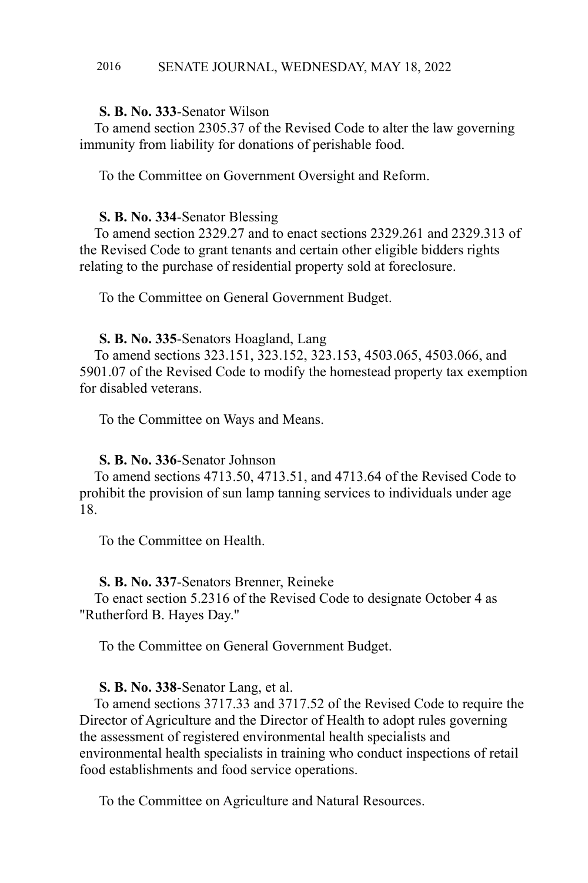**S. B. No. 333**-Senator Wilson

To amend section 2305.37 of the Revised Code to alter the law governing immunity from liability for donations of perishable food.

To the Committee on Government Oversight and Reform.

**S. B. No. 334**-Senator Blessing

To amend section 2329.27 and to enact sections 2329.261 and 2329.313 of the Revised Code to grant tenants and certain other eligible bidders rights relating to the purchase of residential property sold at foreclosure.

To the Committee on General Government Budget.

**S. B. No. 335**-Senators Hoagland, Lang

To amend sections 323.151, 323.152, 323.153, 4503.065, 4503.066, and 5901.07 of the Revised Code to modify the homestead property tax exemption for disabled veterans.

To the Committee on Ways and Means.

**S. B. No. 336**-Senator Johnson

To amend sections 4713.50, 4713.51, and 4713.64 of the Revised Code to prohibit the provision of sun lamp tanning services to individuals under age 18.

To the Committee on Health.

**S. B. No. 337**-Senators Brenner, Reineke

To enact section 5.2316 of the Revised Code to designate October 4 as "Rutherford B. Hayes Day."

To the Committee on General Government Budget.

**S. B. No. 338**-Senator Lang, et al.

To amend sections 3717.33 and 3717.52 of the Revised Code to require the Director of Agriculture and the Director of Health to adopt rules governing the assessment of registered environmental health specialists and environmental health specialists in training who conduct inspections of retail food establishments and food service operations.

To the Committee on Agriculture and Natural Resources.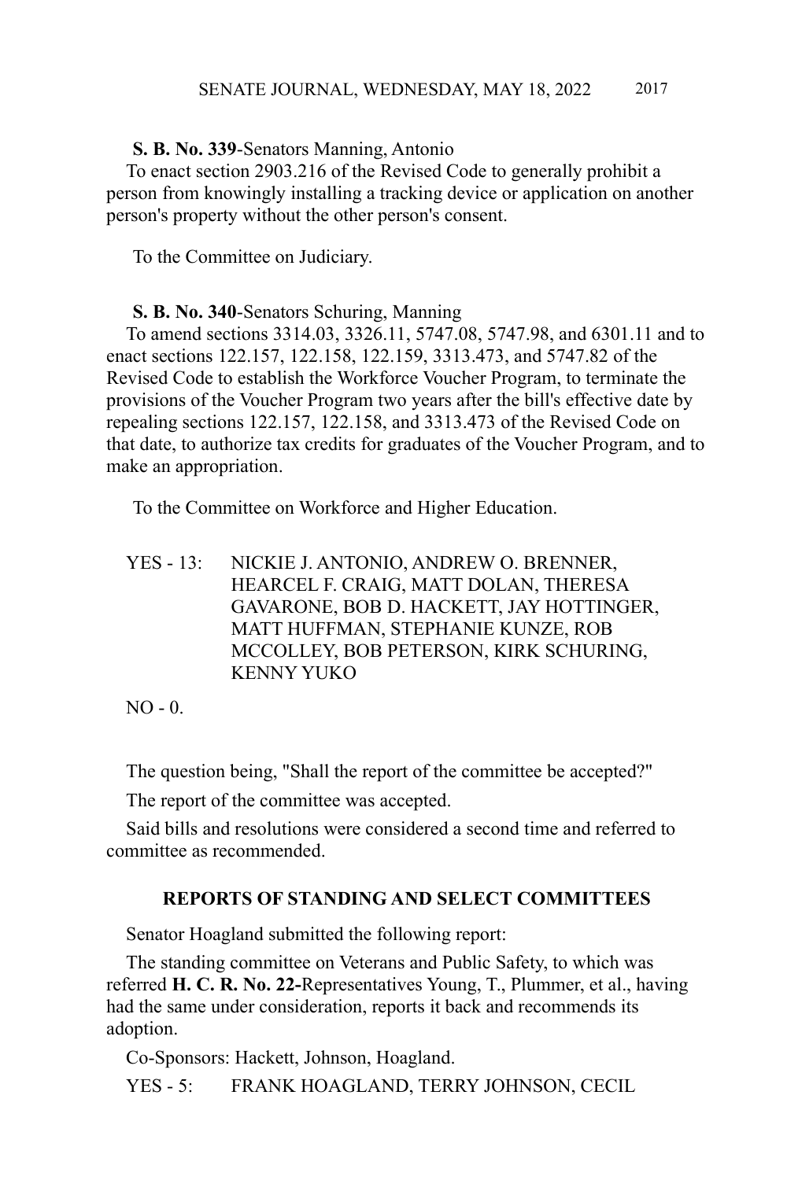**S. B. No. 339**-Senators Manning, Antonio

To enact section 2903.216 of the Revised Code to generally prohibit a person from knowingly installing a tracking device or application on another person's property without the other person's consent.

To the Committee on Judiciary.

**S. B. No. 340**-Senators Schuring, Manning

To amend sections 3314.03, 3326.11, 5747.08, 5747.98, and 6301.11 and to enact sections 122.157, 122.158, 122.159, 3313.473, and 5747.82 of the Revised Code to establish the Workforce Voucher Program, to terminate the provisions of the Voucher Program two years after the bill's effective date by repealing sections 122.157, 122.158, and 3313.473 of the Revised Code on that date, to authorize tax credits for graduates of the Voucher Program, and to make an appropriation.

To the Committee on Workforce and Higher Education.

YES - 13: NICKIE J. ANTONIO, ANDREW O. BRENNER, HEARCEL F. CRAIG, MATT DOLAN, THERESA GAVARONE, BOB D. HACKETT, JAY HOTTINGER, MATT HUFFMAN, STEPHANIE KUNZE, ROB MCCOLLEY, BOB PETERSON, KIRK SCHURING, KENNY YUKO

NO - 0.

The question being, "Shall the report of the committee be accepted?"

The report of the committee was accepted.

Said bills and resolutions were considered a second time and referred to committee as recommended.

## REPORTS OF STANDING AND SELECT COMMITTEES

Senator Hoagland submitted the following report:

The standing committee on Veterans and Public Safety, to which was referred **H. C. R. No. 22-**Representatives Young, T., Plummer, et al., having had the same under consideration, reports it back and recommends its adoption.

Co-Sponsors: Hackett, Johnson, Hoagland.

YES - 5: FRANK HOAGLAND, TERRY JOHNSON, CECIL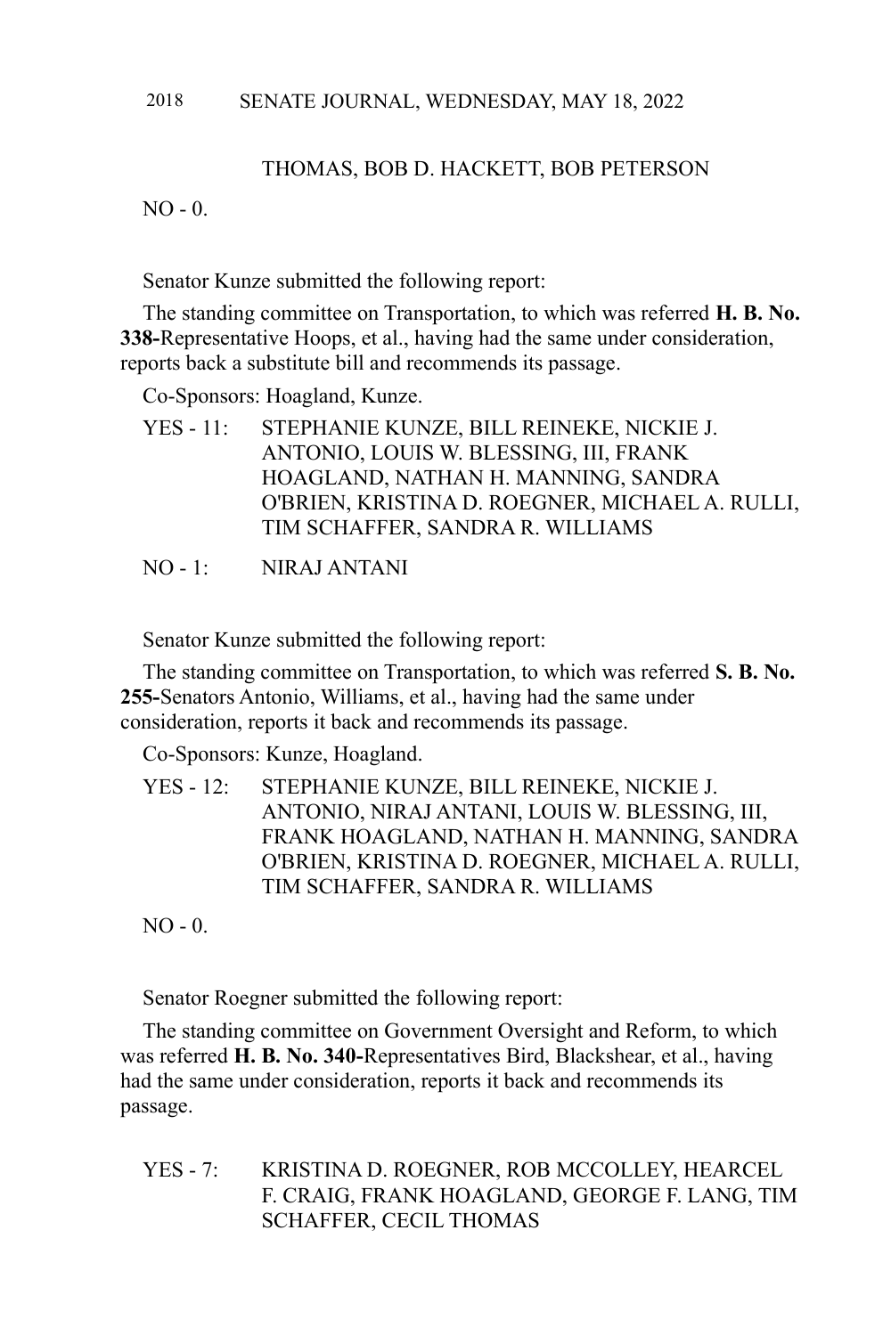THOMAS, BOB D. HACKETT, BOB PETERSON

NO - 0.

Senator Kunze submitted the following report:

The standing committee on Transportation, to which was referred **H. B. No. 338-**Representative Hoops, et al., having had the same under consideration, reports back a substitute bill and recommends its passage.

Co-Sponsors: Hoagland, Kunze.

YES - 11: STEPHANIE KUNZE, BILL REINEKE, NICKIE J. ANTONIO, LOUIS W. BLESSING, III, FRANK HOAGLAND, NATHAN H. MANNING, SANDRA O'BRIEN, KRISTINA D. ROEGNER, MICHAEL A. RULLI, TIM SCHAFFER, SANDRA R. WILLIAMS

NO - 1: NIRAJ ANTANI

Senator Kunze submitted the following report:

The standing committee on Transportation, to which was referred **S. B. No. 255-**Senators Antonio, Williams, et al., having had the same under consideration, reports it back and recommends its passage.

Co-Sponsors: Kunze, Hoagland.

YES - 12: STEPHANIE KUNZE, BILL REINEKE, NICKIE J. ANTONIO, NIRAJ ANTANI, LOUIS W. BLESSING, III, FRANK HOAGLAND, NATHAN H. MANNING, SANDRA O'BRIEN, KRISTINA D. ROEGNER, MICHAEL A. RULLI, TIM SCHAFFER, SANDRA R. WILLIAMS

NO - 0.

Senator Roegner submitted the following report:

The standing committee on Government Oversight and Reform, to which was referred **H. B. No. 340-**Representatives Bird, Blackshear, et al., having had the same under consideration, reports it back and recommends its passage.

YES - 7: KRISTINA D. ROEGNER, ROB MCCOLLEY, HEARCEL F. CRAIG, FRANK HOAGLAND, GEORGE F. LANG, TIM SCHAFFER, CECIL THOMAS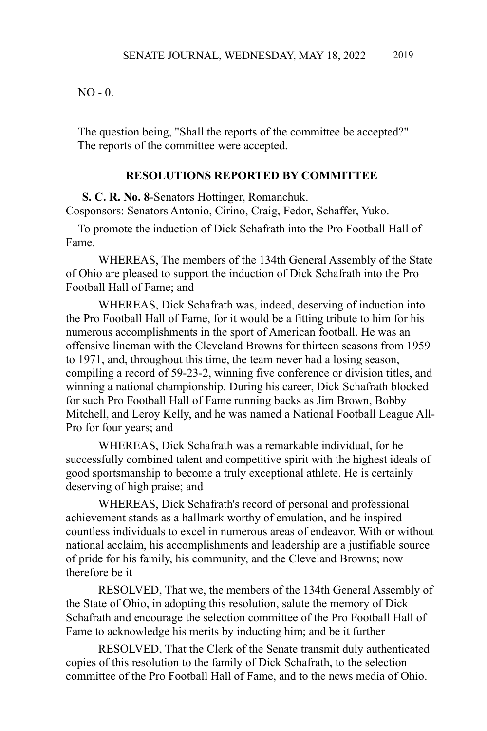NO - 0.

The question being, "Shall the reports of the committee be accepted?" The reports of the committee were accepted.

## RESOLUTIONS REPORTED BY COMMITTEE

**S. C. R. No. 8**-Senators Hottinger, Romanchuk.
Cosponsors: Senators Antonio, Cirino, Craig, Fedor, Schaffer, Yuko.

To promote the induction of Dick Schafrath into the Pro Football Hall of Fame.

WHEREAS, The members of the 134th General Assembly of the State of Ohio are pleased to support the induction of Dick Schafrath into the Pro Football Hall of Fame; and

WHEREAS, Dick Schafrath was, indeed, deserving of induction into the Pro Football Hall of Fame, for it would be a fitting tribute to him for his numerous accomplishments in the sport of American football. He was an offensive lineman with the Cleveland Browns for thirteen seasons from 1959 to 1971, and, throughout this time, the team never had a losing season, compiling a record of 59-23-2, winning five conference or division titles, and winning a national championship. During his career, Dick Schafrath blocked for such Pro Football Hall of Fame running backs as Jim Brown, Bobby Mitchell, and Leroy Kelly, and he was named a National Football League All-Pro for four years; and

WHEREAS, Dick Schafrath was a remarkable individual, for he successfully combined talent and competitive spirit with the highest ideals of good sportsmanship to become a truly exceptional athlete. He is certainly deserving of high praise; and

WHEREAS, Dick Schafrath's record of personal and professional achievement stands as a hallmark worthy of emulation, and he inspired countless individuals to excel in numerous areas of endeavor. With or without national acclaim, his accomplishments and leadership are a justifiable source of pride for his family, his community, and the Cleveland Browns; now therefore be it

RESOLVED, That we, the members of the 134th General Assembly of the State of Ohio, in adopting this resolution, salute the memory of Dick Schafrath and encourage the selection committee of the Pro Football Hall of Fame to acknowledge his merits by inducting him; and be it further

RESOLVED, That the Clerk of the Senate transmit duly authenticated copies of this resolution to the family of Dick Schafrath, to the selection committee of the Pro Football Hall of Fame, and to the news media of Ohio.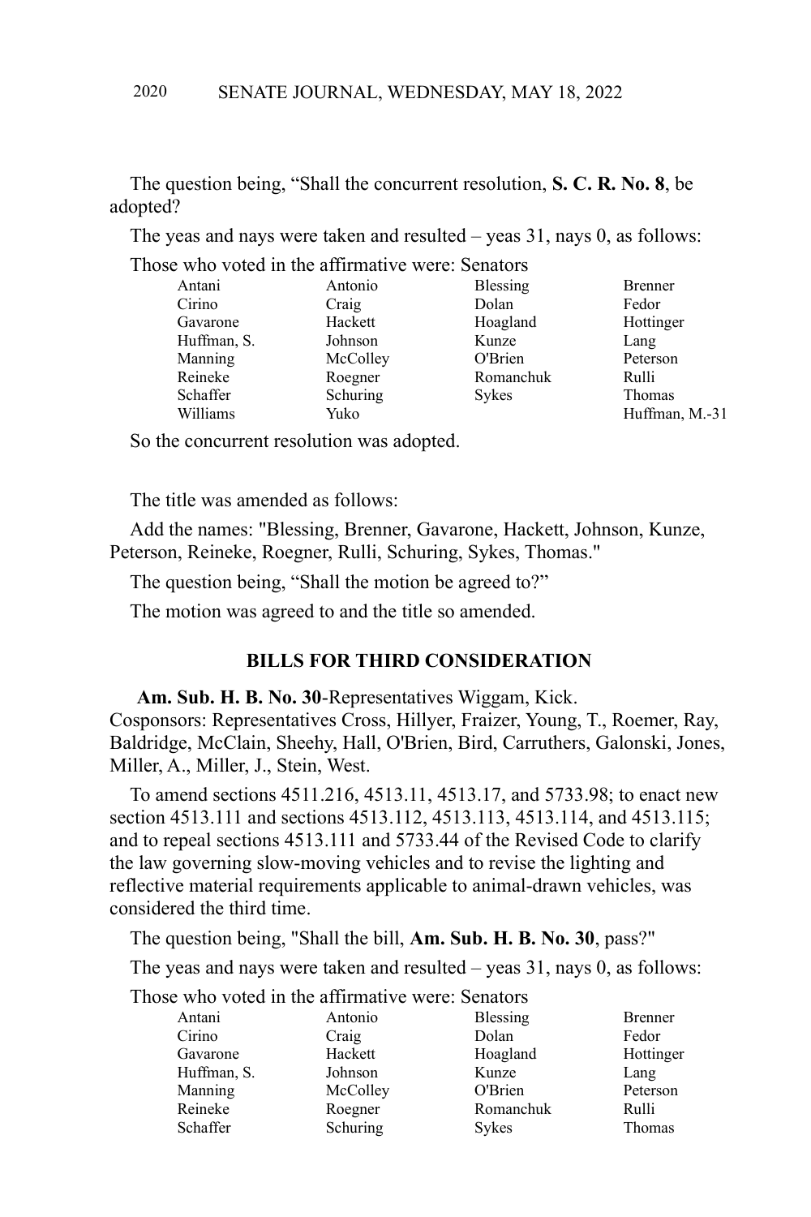The question being, “Shall the concurrent resolution, **S. C. R. No. 8**, be adopted?

The yeas and nays were taken and resulted – yeas 31, nays 0, as follows:

Those who voted in the affirmative were: Senators

| | | | |
|---|---|---|---|
| Antani | Antonio | Blessing | Brenner |
| Cirino | Craig | Dolan | Fedor |
| Gavarone | Hackett | Hoagland | Hottinger |
| Huffman, S. | Johnson | Kunze | Lang |
| Manning | McColley | O'Brien | Peterson |
| Reineke | Roegner | Romanchuk | Rulli |
| Schaffer | Schuring | Sykes | Thomas |
| Williams | Yuko | | Huffman, M.-31 |

So the concurrent resolution was adopted.

The title was amended as follows:

Add the names: "Blessing, Brenner, Gavarone, Hackett, Johnson, Kunze, Peterson, Reineke, Roegner, Rulli, Schuring, Sykes, Thomas."

The question being, “Shall the motion be agreed to?”

The motion was agreed to and the title so amended.

## BILLS FOR THIRD CONSIDERATION

**Am. Sub. H. B. No. 30**-Representatives Wiggam, Kick.
Cosponsors: Representatives Cross, Hillyer, Fraizer, Young, T., Roemer, Ray, Baldridge, McClain, Sheehy, Hall, O'Brien, Bird, Carruthers, Galonski, Jones, Miller, A., Miller, J., Stein, West.

To amend sections 4511.216, 4513.11, 4513.17, and 5733.98; to enact new section 4513.111 and sections 4513.112, 4513.113, 4513.114, and 4513.115; and to repeal sections 4513.111 and 5733.44 of the Revised Code to clarify the law governing slow-moving vehicles and to revise the lighting and reflective material requirements applicable to animal-drawn vehicles, was considered the third time.

The question being, "Shall the bill, **Am. Sub. H. B. No. 30**, pass?"

The yeas and nays were taken and resulted – yeas 31, nays 0, as follows:

Those who voted in the affirmative were: Senators

| | | | |
|---|---|---|---|
| Antani | Antonio | Blessing | Brenner |
| Cirino | Craig | Dolan | Fedor |
| Gavarone | Hackett | Hoagland | Hottinger |
| Huffman, S. | Johnson | Kunze | Lang |
| Manning | McColley | O'Brien | Peterson |
| Reineke | Roegner | Romanchuk | Rulli |
| Schaffer | Schuring | Sykes | Thomas |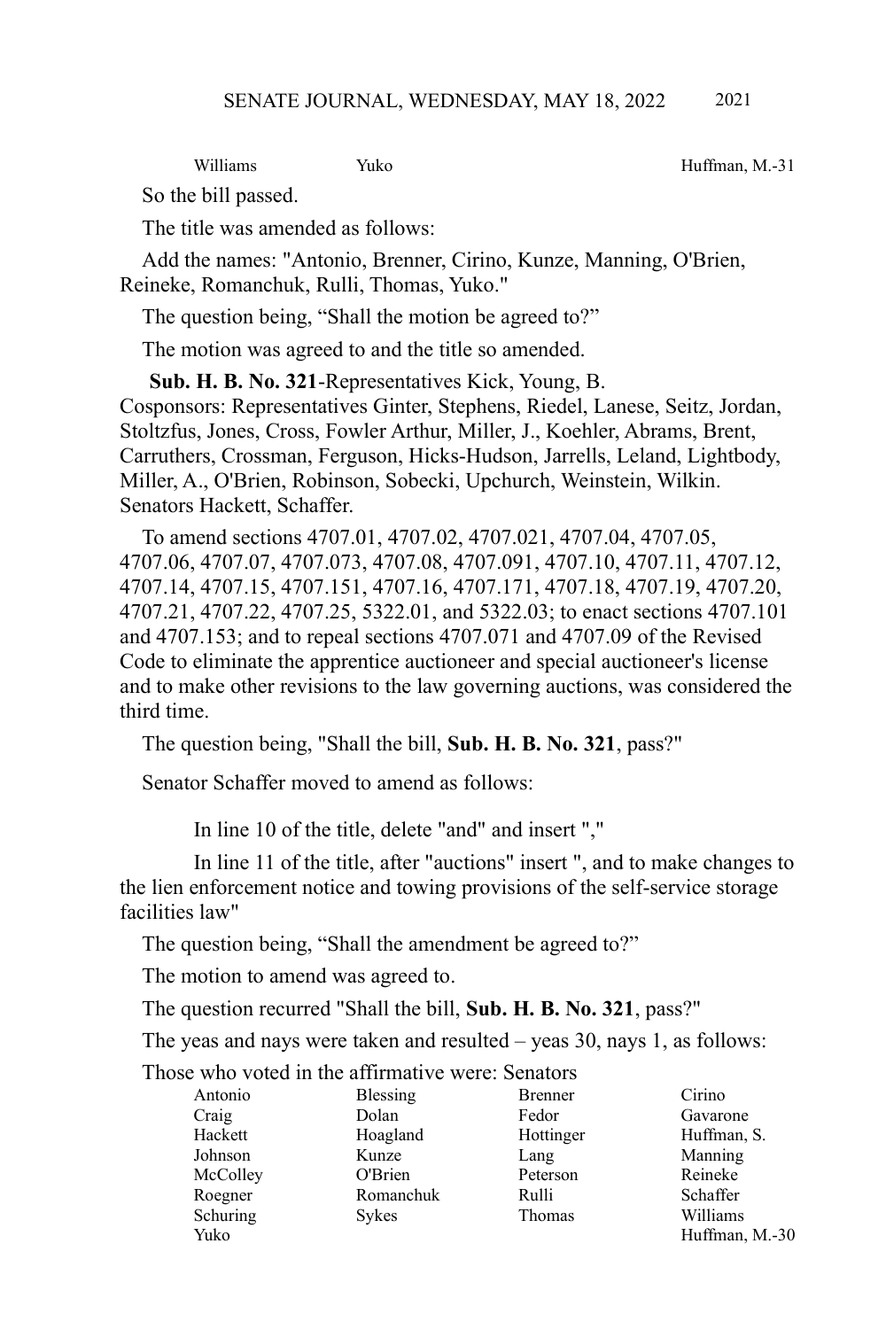| Williams | Yuko | | Huffman, M.-31 |
|---|---|---|---|

So the bill passed.

The title was amended as follows:

Add the names: "Antonio, Brenner, Cirino, Kunze, Manning, O'Brien, Reineke, Romanchuk, Rulli, Thomas, Yuko."

The question being, "Shall the motion be agreed to?"

The motion was agreed to and the title so amended.

**Sub. H. B. No. 321**-Representatives Kick, Young, B. Cosponsors: Representatives Ginter, Stephens, Riedel, Lanese, Seitz, Jordan, Stoltzfus, Jones, Cross, Fowler Arthur, Miller, J., Koehler, Abrams, Brent, Carruthers, Crossman, Ferguson, Hicks-Hudson, Jarrells, Leland, Lightbody, Miller, A., O'Brien, Robinson, Sobecki, Upchurch, Weinstein, Wilkin. Senators Hackett, Schaffer.

To amend sections 4707.01, 4707.02, 4707.021, 4707.04, 4707.05, 4707.06, 4707.07, 4707.073, 4707.08, 4707.091, 4707.10, 4707.11, 4707.12, 4707.14, 4707.15, 4707.151, 4707.16, 4707.171, 4707.18, 4707.19, 4707.20, 4707.21, 4707.22, 4707.25, 5322.01, and 5322.03; to enact sections 4707.101 and 4707.153; and to repeal sections 4707.071 and 4707.09 of the Revised Code to eliminate the apprentice auctioneer and special auctioneer's license and to make other revisions to the law governing auctions, was considered the third time.

The question being, "Shall the bill, **Sub. H. B. No. 321**, pass?"

Senator Schaffer moved to amend as follows:

In line 10 of the title, delete "and" and insert ","

In line 11 of the title, after "auctions" insert ", and to make changes to the lien enforcement notice and towing provisions of the self-service storage facilities law"

The question being, "Shall the amendment be agreed to?"

The motion to amend was agreed to.

The question recurred "Shall the bill, **Sub. H. B. No. 321**, pass?"

The yeas and nays were taken and resulted – yeas 30, nays 1, as follows:

Those who voted in the affirmative were: Senators

| Antonio | Blessing | Brenner | Cirino |
|---|---|---|---|
| Craig | Dolan | Fedor | Gavarone |
| Hackett | Hoagland | Hottinger | Huffman, S. |
| Johnson | Kunze | Lang | Manning |
| McColley | O'Brien | Peterson | Reineke |
| Roegner | Romanchuk | Rulli | Schaffer |
| Schuring | Sykes | Thomas | Williams |
| Yuko | | | Huffman, M.-30 |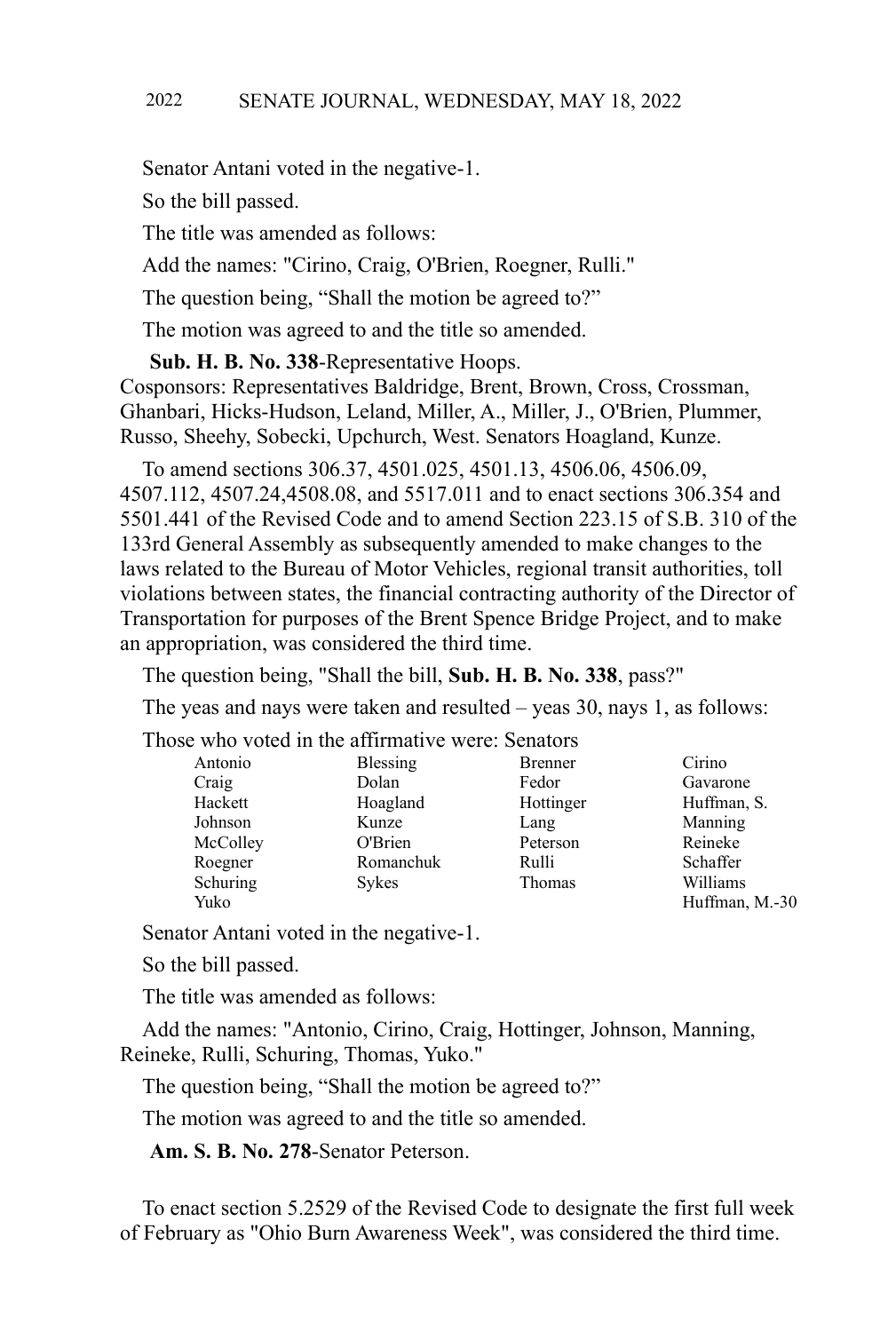Senator Antani voted in the negative-1.

So the bill passed.

The title was amended as follows:

Add the names: "Cirino, Craig, O'Brien, Roegner, Rulli."

The question being, “Shall the motion be agreed to?”

The motion was agreed to and the title so amended.

**Sub. H. B. No. 338**-Representative Hoops.
Cosponsors: Representatives Baldridge, Brent, Brown, Cross, Crossman, Ghanbari, Hicks-Hudson, Leland, Miller, A., Miller, J., O'Brien, Plummer, Russo, Sheehy, Sobecki, Upchurch, West. Senators Hoagland, Kunze.

To amend sections 306.37, 4501.025, 4501.13, 4506.06, 4506.09, 4507.112, 4507.24,4508.08, and 5517.011 and to enact sections 306.354 and 5501.441 of the Revised Code and to amend Section 223.15 of S.B. 310 of the 133rd General Assembly as subsequently amended to make changes to the laws related to the Bureau of Motor Vehicles, regional transit authorities, toll violations between states, the financial contracting authority of the Director of Transportation for purposes of the Brent Spence Bridge Project, and to make an appropriation, was considered the third time.

The question being, "Shall the bill, **Sub. H. B. No. 338**, pass?"

The yeas and nays were taken and resulted – yeas 30, nays 1, as follows:

Those who voted in the affirmative were: Senators

| | | | |
|---|---|---|---|
| Antonio | Blessing | Brenner | Cirino |
| Craig | Dolan | Fedor | Gavarone |
| Hackett | Hoagland | Hottinger | Huffman, S. |
| Johnson | Kunze | Lang | Manning |
| McColley | O'Brien | Peterson | Reineke |
| Roegner | Romanchuk | Rulli | Schaffer |
| Schuring | Sykes | Thomas | Williams |
| Yuko | | | Huffman, M.-30 |

Senator Antani voted in the negative-1.

So the bill passed.

The title was amended as follows:

Add the names: "Antonio, Cirino, Craig, Hottinger, Johnson, Manning, Reineke, Rulli, Schuring, Thomas, Yuko."

The question being, “Shall the motion be agreed to?”

The motion was agreed to and the title so amended.

**Am. S. B. No. 278**-Senator Peterson.

To enact section 5.2529 of the Revised Code to designate the first full week of February as "Ohio Burn Awareness Week", was considered the third time.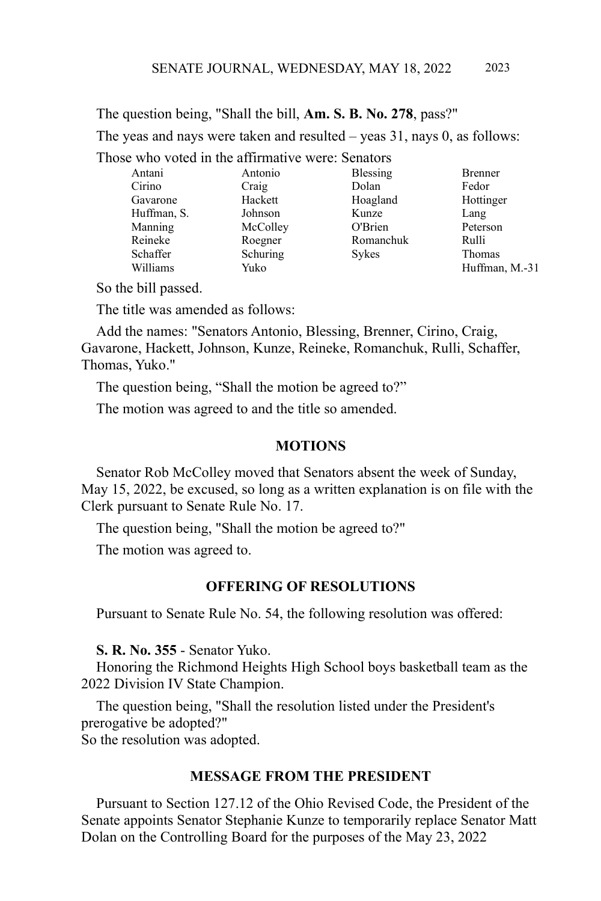The question being, "Shall the bill, **Am. S. B. No. 278**, pass?"

The yeas and nays were taken and resulted – yeas 31, nays 0, as follows:

Those who voted in the affirmative were: Senators

| | | | |
|---|---|---|---|
| Antani | Antonio | Blessing | Brenner |
| Cirino | Craig | Dolan | Fedor |
| Gavarone | Hackett | Hoagland | Hottinger |
| Huffman, S. | Johnson | Kunze | Lang |
| Manning | McColley | O'Brien | Peterson |
| Reineke | Roegner | Romanchuk | Rulli |
| Schaffer | Schuring | Sykes | Thomas |
| Williams | Yuko | | Huffman, M.-31 |

So the bill passed.

The title was amended as follows:

Add the names: "Senators Antonio, Blessing, Brenner, Cirino, Craig, Gavarone, Hackett, Johnson, Kunze, Reineke, Romanchuk, Rulli, Schaffer, Thomas, Yuko."

The question being, "Shall the motion be agreed to?"

The motion was agreed to and the title so amended.

## MOTIONS

Senator Rob McColley moved that Senators absent the week of Sunday, May 15, 2022, be excused, so long as a written explanation is on file with the Clerk pursuant to Senate Rule No. 17.

The question being, "Shall the motion be agreed to?"

The motion was agreed to.

## OFFERING OF RESOLUTIONS

Pursuant to Senate Rule No. 54, the following resolution was offered:

**S. R. No. 355** - Senator Yuko.
Honoring the Richmond Heights High School boys basketball team as the 2022 Division IV State Champion.

The question being, "Shall the resolution listed under the President's prerogative be adopted?"
So the resolution was adopted.

## MESSAGE FROM THE PRESIDENT

Pursuant to Section 127.12 of the Ohio Revised Code, the President of the Senate appoints Senator Stephanie Kunze to temporarily replace Senator Matt Dolan on the Controlling Board for the purposes of the May 23, 2022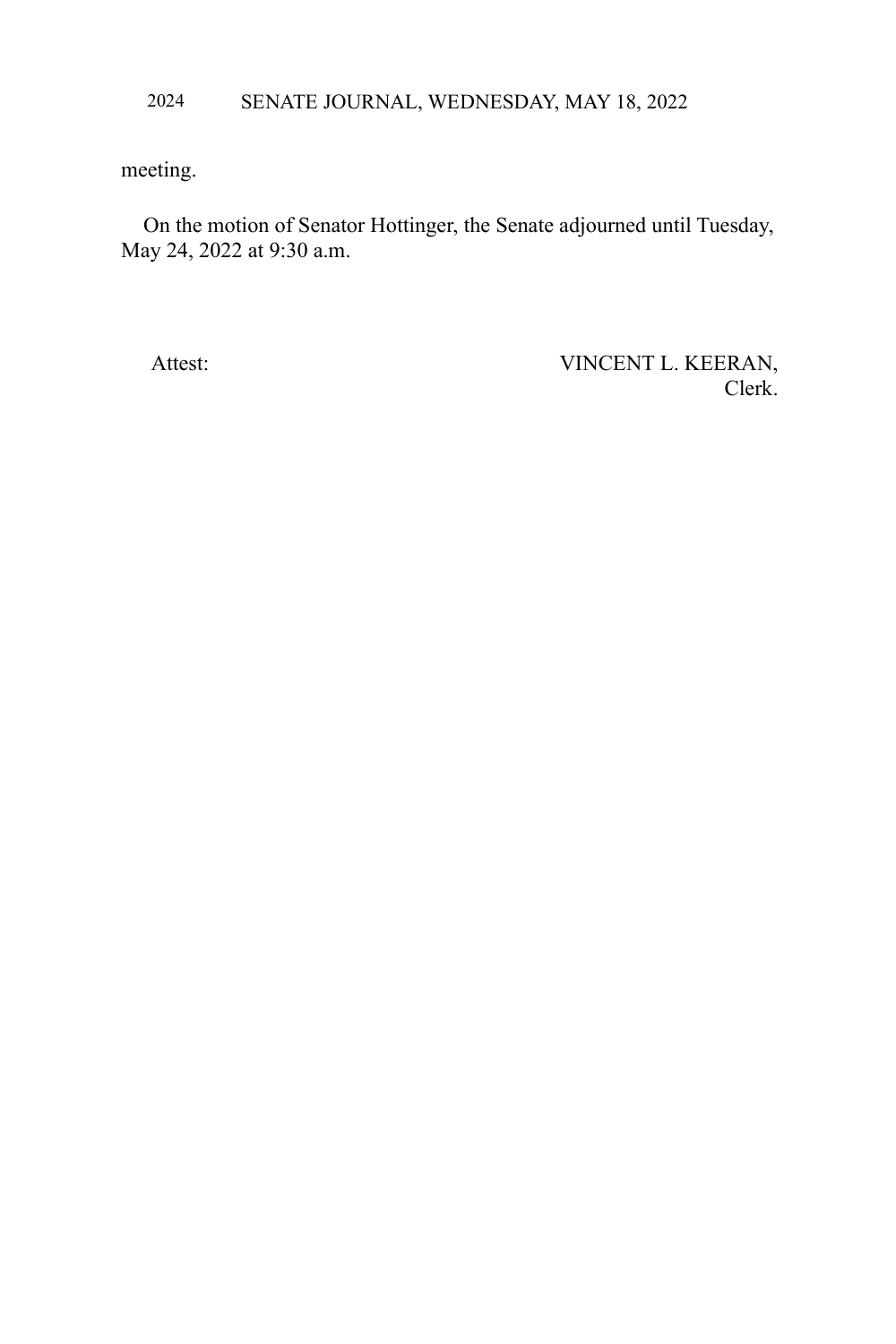meeting.

On the motion of Senator Hottinger, the Senate adjourned until Tuesday, May 24, 2022 at 9:30 a.m.

Attest: VINCENT L. KEERAN,
Clerk.